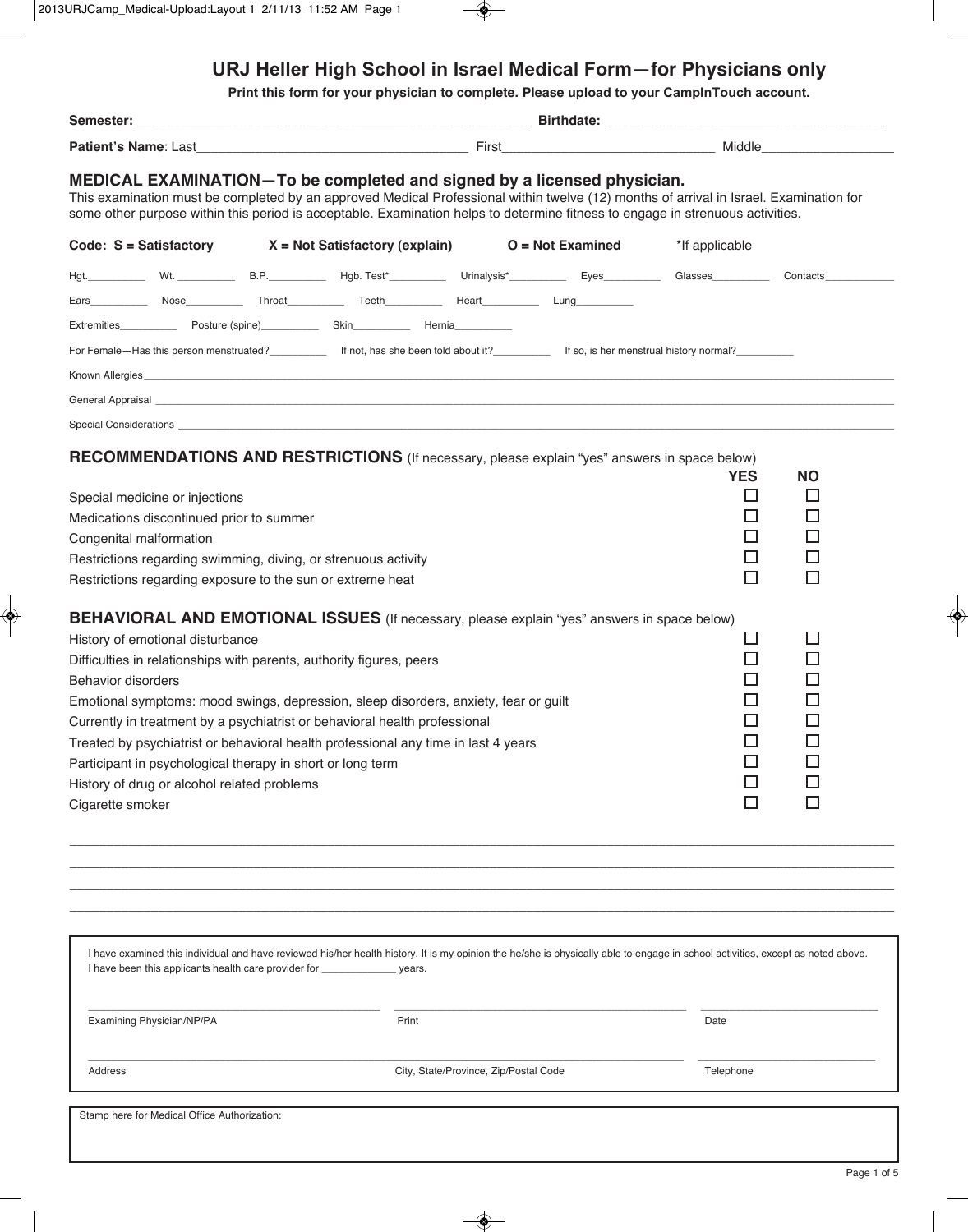# URJ Heller High School in Israel Medical Form—for Physicians only

**Print this form for your physician to complete. Please upload to your CampInTouch account.**

**Semester:** ______________________ **Birthdate:** ______________________

**Patient's Name**: Last______________________ First______________________ Middle______________________

## MEDICAL EXAMINATION—To be completed and signed by a licensed physician.

This examination must be completed by an approved Medical Professional within twelve (12) months of arrival in Israel. Examination for some other purpose within this period is acceptable. Examination helps to determine fitness to engage in strenuous activities.

**Code: S = Satisfactory** **X = Not Satisfactory (explain)** **O = Not Examined** *If applicable

Hgt.__________ Wt. __________ B.P.__________ Hgb. Test*__________ Urinalysis*__________ Eyes__________ Glasses__________ Contacts__________

Ears__________ Nose__________ Throat__________ Teeth__________ Heart__________ Lung__________

Extremities__________ Posture (spine)__________ Skin__________ Hernia__________

For Female—Has this person menstruated?__________ If not, has she been told about it?__________ If so, is her menstrual history normal?__________

Known Allergies______________________________________________

General Appraisal ______________________________________________

Special Considerations ______________________________________________

## RECOMMENDATIONS AND RESTRICTIONS (If necessary, please explain "yes" answers in space below)

| | YES | NO |
|---|---|---|
| Special medicine or injections | ☐ | ☐ |
| Medications discontinued prior to summer | ☐ | ☐ |
| Congenital malformation | ☐ | ☐ |
| Restrictions regarding swimming, diving, or strenuous activity | ☐ | ☐ |
| Restrictions regarding exposure to the sun or extreme heat | ☐ | ☐ |

## BEHAVIORAL AND EMOTIONAL ISSUES (If necessary, please explain "yes" answers in space below)

| | YES | NO |
|---|---|---|
| History of emotional disturbance | ☐ | ☐ |
| Difficulties in relationships with parents, authority figures, peers | ☐ | ☐ |
| Behavior disorders | ☐ | ☐ |
| Emotional symptoms: mood swings, depression, sleep disorders, anxiety, fear or guilt | ☐ | ☐ |
| Currently in treatment by a psychiatrist or behavioral health professional | ☐ | ☐ |
| Treated by psychiatrist or behavioral health professional any time in last 4 years | ☐ | ☐ |
| Participant in psychological therapy in short or long term | ☐ | ☐ |
| History of drug or alcohol related problems | ☐ | ☐ |
| Cigarette smoker | ☐ | ☐ |

______________________________________________

______________________________________________

______________________________________________

______________________________________________

I have examined this individual and have reviewed his/her health history. It is my opinion the he/she is physically able to engage in school activities, except as noted above.
I have been this applicants health care provider for _____________ years.

______________________ ______________________ ______________________

Examining Physician/NP/PA | Print | Date

______________________ ______________________ ______________________

Address | City, State/Province, Zip/Postal Code | Telephone

Stamp here for Medical Office Authorization: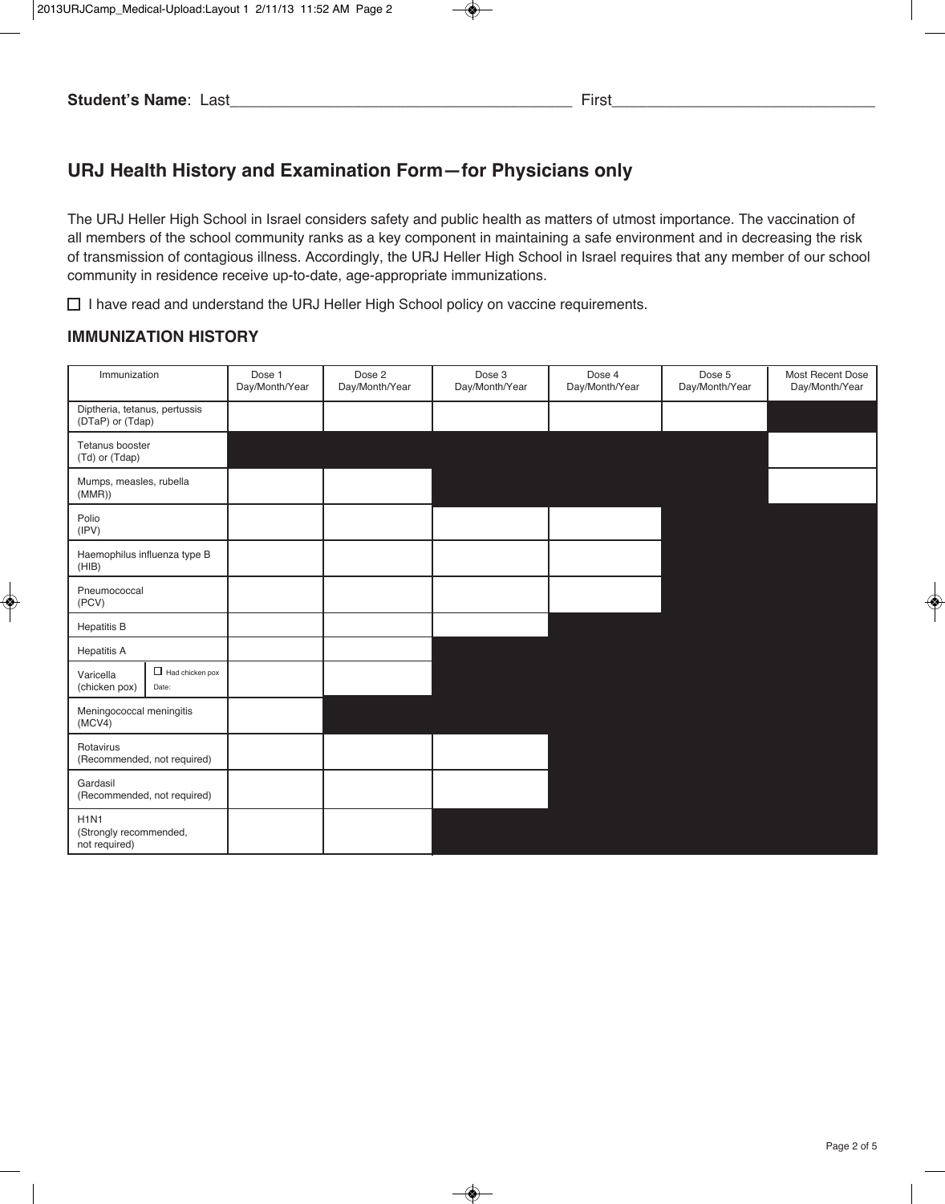**Student's Name**: Last\_\_\_\_\_\_\_\_\_\_\_\_\_\_\_\_\_\_\_\_\_\_\_\_\_\_\_\_\_\_\_\_\_\_\_\_\_\_\_\_ First\_\_\_\_\_\_\_\_\_\_\_\_\_\_\_\_\_\_\_\_\_\_\_\_\_\_\_\_\_\_

## URJ Health History and Examination Form—for Physicians only

The URJ Heller High School in Israel considers safety and public health as matters of utmost importance. The vaccination of all members of the school community ranks as a key component in maintaining a safe environment and in decreasing the risk of transmission of contagious illness. Accordingly, the URJ Heller High School in Israel requires that any member of our school community in residence receive up-to-date, age-appropriate immunizations.

☐ I have read and understand the URJ Heller High School policy on vaccine requirements.

### IMMUNIZATION HISTORY

| Immunization | | Dose 1 Day/Month/Year | Dose 2 Day/Month/Year | Dose 3 Day/Month/Year | Dose 4 Day/Month/Year | Dose 5 Day/Month/Year | Most Recent Dose Day/Month/Year |
|---|---|---|---|---|---|---|---|
| Diptheria, tetanus, pertussis (DTaP) or (Tdap) | | | | | | | |
| Tetanus booster (Td) or (Tdap) | | | | | | | |
| Mumps, measles, rubella (MMR)) | | | | | | | |
| Polio (IPV) | | | | | | | |
| Haemophilus influenza type B (HIB) | | | | | | | |
| Pneumococcal (PCV) | | | | | | | |
| Hepatitis B | | | | | | | |
| Hepatitis A | | | | | | | |
| Varicella (chicken pox) | ☐ Had chicken pox Date: | | | | | | |
| Meningococcal meningitis (MCV4) | | | | | | | |
| Rotavirus (Recommended, not required) | | | | | | | |
| Gardasil (Recommended, not required) | | | | | | | |
| H1N1 (Strongly recommended, not required) | | | | | | | |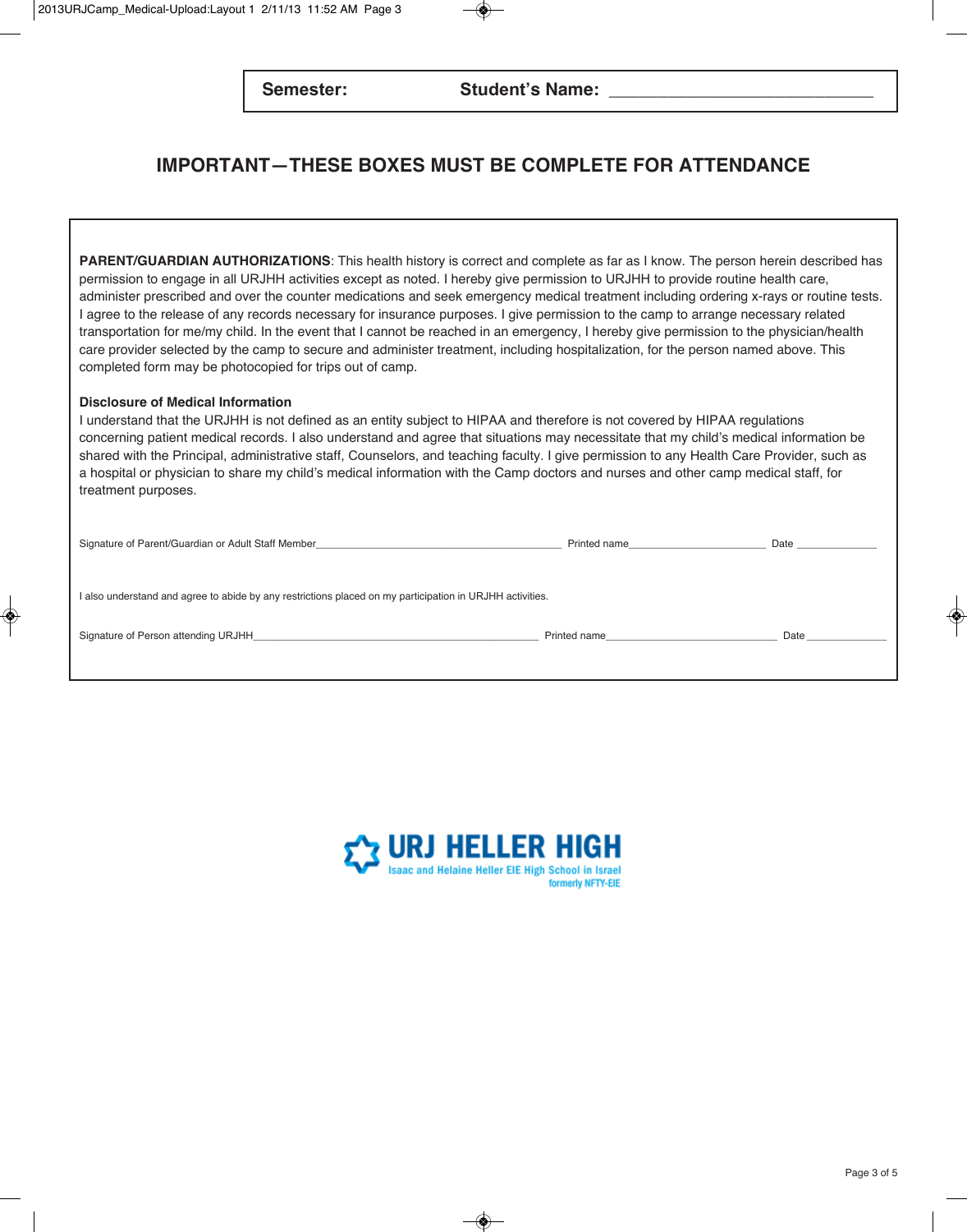**Semester:** **Student's Name:** ______________________________

## IMPORTANT—THESE BOXES MUST BE COMPLETE FOR ATTENDANCE

**PARENT/GUARDIAN AUTHORIZATIONS**: This health history is correct and complete as far as I know. The person herein described has permission to engage in all URJHH activities except as noted. I hereby give permission to URJHH to provide routine health care, administer prescribed and over the counter medications and seek emergency medical treatment including ordering x-rays or routine tests. I agree to the release of any records necessary for insurance purposes. I give permission to the camp to arrange necessary related transportation for me/my child. In the event that I cannot be reached in an emergency, I hereby give permission to the physician/health care provider selected by the camp to secure and administer treatment, including hospitalization, for the person named above. This completed form may be photocopied for trips out of camp.

**Disclosure of Medical Information**

I understand that the URJHH is not defined as an entity subject to HIPAA and therefore is not covered by HIPAA regulations concerning patient medical records. I also understand and agree that situations may necessitate that my child's medical information be shared with the Principal, administrative staff, Counselors, and teaching faculty. I give permission to any Health Care Provider, such as a hospital or physician to share my child's medical information with the Camp doctors and nurses and other camp medical staff, for treatment purposes.

Signature of Parent/Guardian or Adult Staff Member__________________________________________ Printed name________________________ Date ______________

I also understand and agree to abide by any restrictions placed on my participation in URJHH activities.

Signature of Person attending URJHH__________________________________________________ Printed name______________________________ Date ______________

**URJ HELLER HIGH**
Isaac and Helaine Heller EIE High School in Israel
formerly NFTY-EIE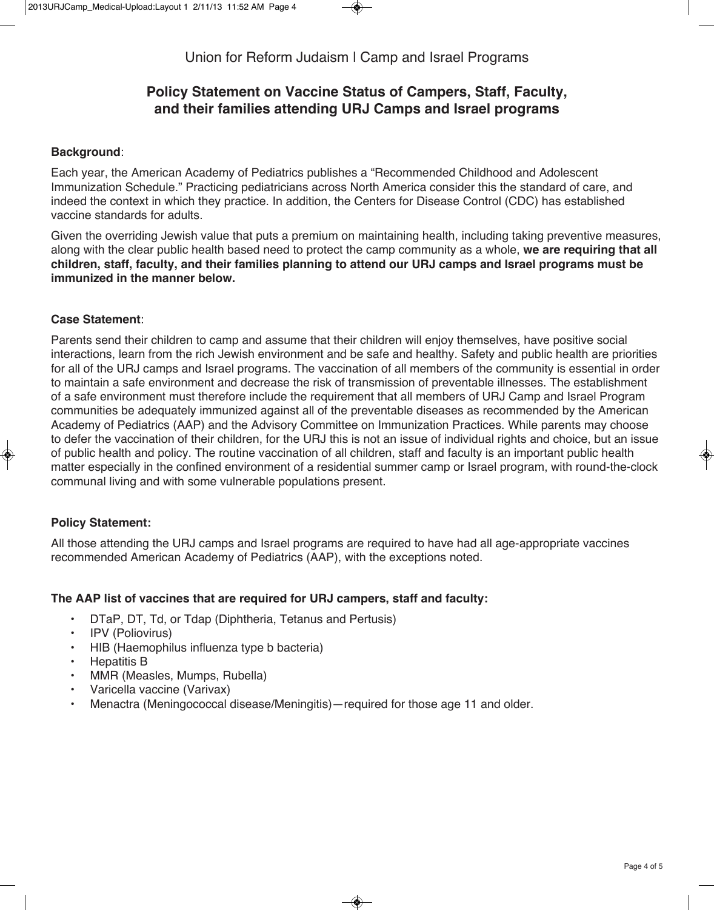Union for Reform Judaism | Camp and Israel Programs

## Policy Statement on Vaccine Status of Campers, Staff, Faculty, and their families attending URJ Camps and Israel programs

**Background**:

Each year, the American Academy of Pediatrics publishes a "Recommended Childhood and Adolescent Immunization Schedule." Practicing pediatricians across North America consider this the standard of care, and indeed the context in which they practice. In addition, the Centers for Disease Control (CDC) has established vaccine standards for adults.

Given the overriding Jewish value that puts a premium on maintaining health, including taking preventive measures, along with the clear public health based need to protect the camp community as a whole, **we are requiring that all children, staff, faculty, and their families planning to attend our URJ camps and Israel programs must be immunized in the manner below.**

**Case Statement**:

Parents send their children to camp and assume that their children will enjoy themselves, have positive social interactions, learn from the rich Jewish environment and be safe and healthy. Safety and public health are priorities for all of the URJ camps and Israel programs. The vaccination of all members of the community is essential in order to maintain a safe environment and decrease the risk of transmission of preventable illnesses. The establishment of a safe environment must therefore include the requirement that all members of URJ Camp and Israel Program communities be adequately immunized against all of the preventable diseases as recommended by the American Academy of Pediatrics (AAP) and the Advisory Committee on Immunization Practices. While parents may choose to defer the vaccination of their children, for the URJ this is not an issue of individual rights and choice, but an issue of public health and policy. The routine vaccination of all children, staff and faculty is an important public health matter especially in the confined environment of a residential summer camp or Israel program, with round-the-clock communal living and with some vulnerable populations present.

**Policy Statement:**

All those attending the URJ camps and Israel programs are required to have had all age-appropriate vaccines recommended American Academy of Pediatrics (AAP), with the exceptions noted.

**The AAP list of vaccines that are required for URJ campers, staff and faculty:**

- DTaP, DT, Td, or Tdap (Diphtheria, Tetanus and Pertusis)
- IPV (Poliovirus)
- HIB (Haemophilus influenza type b bacteria)
- Hepatitis B
- MMR (Measles, Mumps, Rubella)
- Varicella vaccine (Varivax)
- Menactra (Meningococcal disease/Meningitis)—required for those age 11 and older.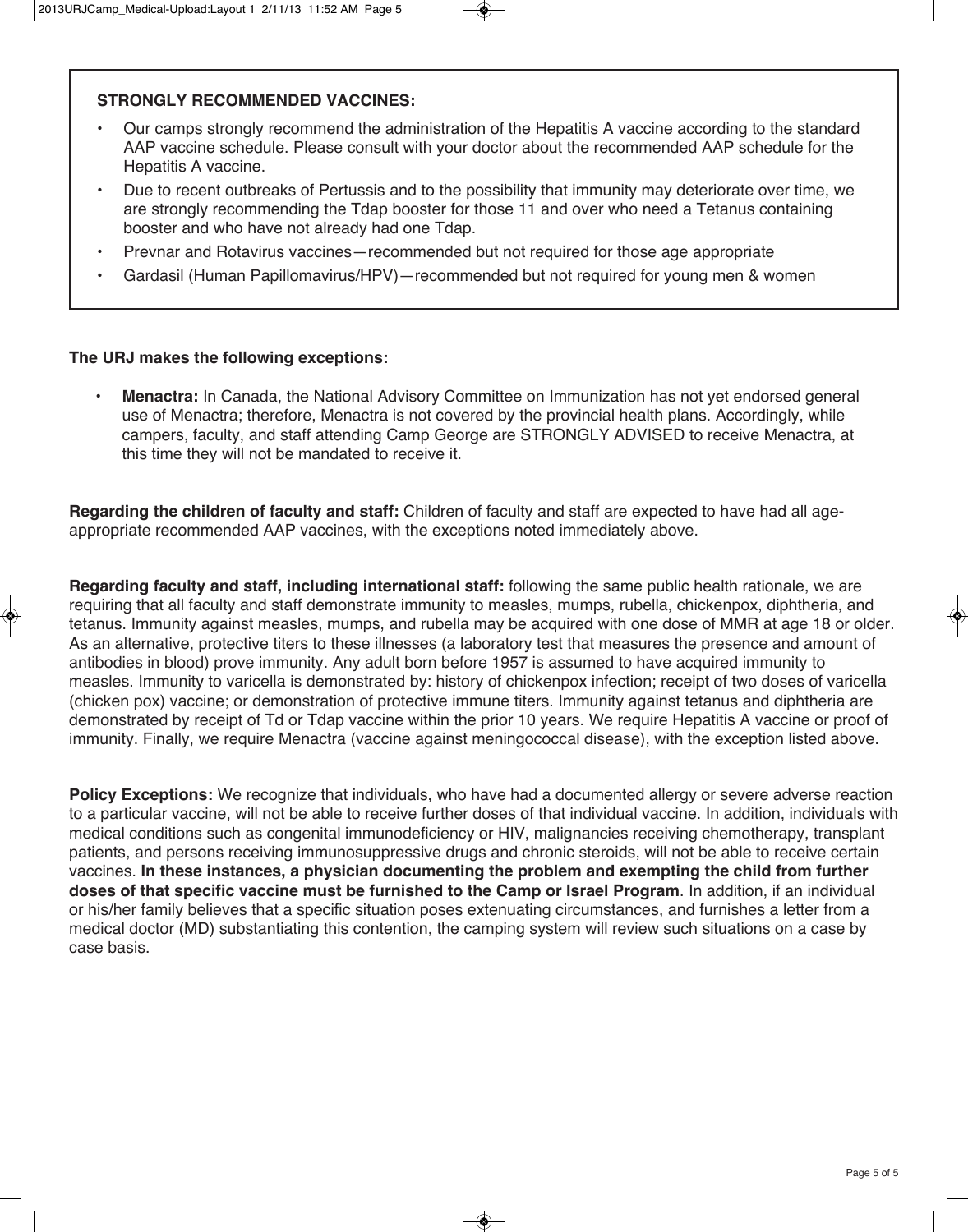**STRONGLY RECOMMENDED VACCINES:**

- Our camps strongly recommend the administration of the Hepatitis A vaccine according to the standard AAP vaccine schedule. Please consult with your doctor about the recommended AAP schedule for the Hepatitis A vaccine.
- Due to recent outbreaks of Pertussis and to the possibility that immunity may deteriorate over time, we are strongly recommending the Tdap booster for those 11 and over who need a Tetanus containing booster and who have not already had one Tdap.
- Prevnar and Rotavirus vaccines—recommended but not required for those age appropriate
- Gardasil (Human Papillomavirus/HPV)—recommended but not required for young men & women

**The URJ makes the following exceptions:**

- **Menactra:** In Canada, the National Advisory Committee on Immunization has not yet endorsed general use of Menactra; therefore, Menactra is not covered by the provincial health plans. Accordingly, while campers, faculty, and staff attending Camp George are STRONGLY ADVISED to receive Menactra, at this time they will not be mandated to receive it.

**Regarding the children of faculty and staff:** Children of faculty and staff are expected to have had all age-appropriate recommended AAP vaccines, with the exceptions noted immediately above.

**Regarding faculty and staff, including international staff:** following the same public health rationale, we are requiring that all faculty and staff demonstrate immunity to measles, mumps, rubella, chickenpox, diphtheria, and tetanus. Immunity against measles, mumps, and rubella may be acquired with one dose of MMR at age 18 or older. As an alternative, protective titers to these illnesses (a laboratory test that measures the presence and amount of antibodies in blood) prove immunity. Any adult born before 1957 is assumed to have acquired immunity to measles. Immunity to varicella is demonstrated by: history of chickenpox infection; receipt of two doses of varicella (chicken pox) vaccine; or demonstration of protective immune titers. Immunity against tetanus and diphtheria are demonstrated by receipt of Td or Tdap vaccine within the prior 10 years. We require Hepatitis A vaccine or proof of immunity. Finally, we require Menactra (vaccine against meningococcal disease), with the exception listed above.

**Policy Exceptions:** We recognize that individuals, who have had a documented allergy or severe adverse reaction to a particular vaccine, will not be able to receive further doses of that individual vaccine. In addition, individuals with medical conditions such as congenital immunodeficiency or HIV, malignancies receiving chemotherapy, transplant patients, and persons receiving immunosuppressive drugs and chronic steroids, will not be able to receive certain vaccines. **In these instances, a physician documenting the problem and exempting the child from further doses of that specific vaccine must be furnished to the Camp or Israel Program**. In addition, if an individual or his/her family believes that a specific situation poses extenuating circumstances, and furnishes a letter from a medical doctor (MD) substantiating this contention, the camping system will review such situations on a case by case basis.